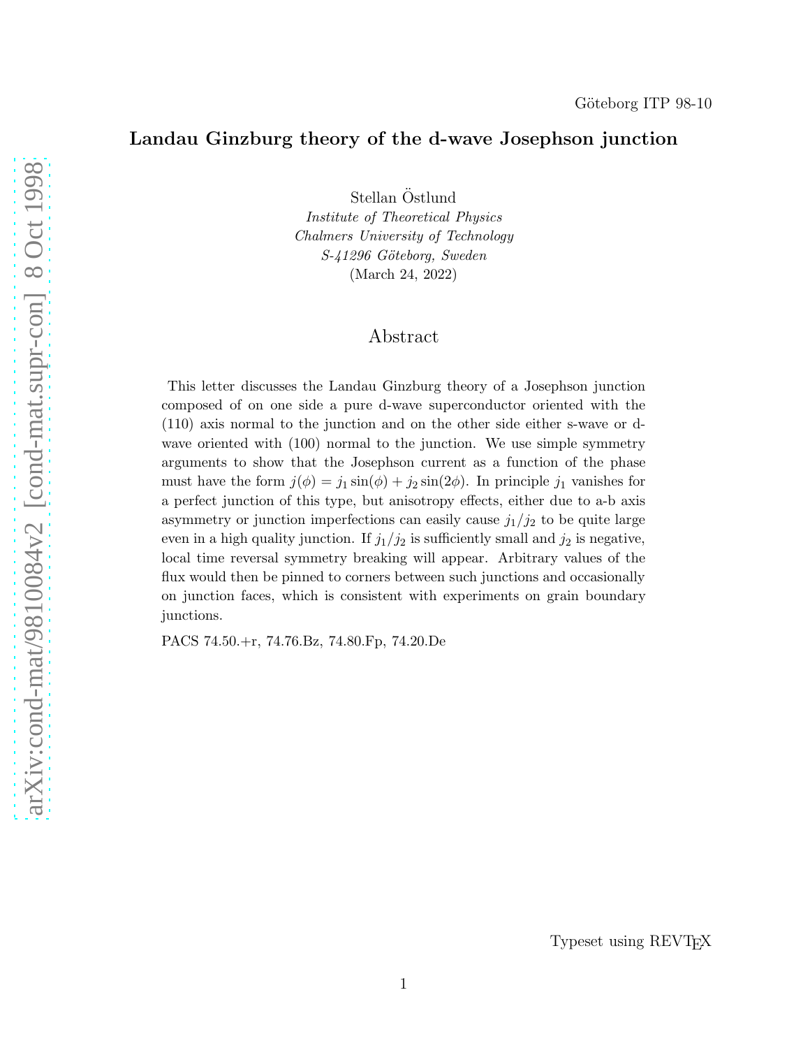Göteborg ITP 98-10

# Landau Ginzburg theory of the d-wave Josephson junction

Stellan Östlund

*Institute of Theoretical Physics*
*Chalmers University of Technology*
*S-41296 Göteborg, Sweden*
(March 24, 2022)

## Abstract

This letter discusses the Landau Ginzburg theory of a Josephson junction composed of on one side a pure d-wave superconductor oriented with the (110) axis normal to the junction and on the other side either s-wave or d-wave oriented with (100) normal to the junction. We use simple symmetry arguments to show that the Josephson current as a function of the phase must have the form $j(\phi) = j_1 \sin(\phi) + j_2 \sin(2\phi)$. In principle $j_1$ vanishes for a perfect junction of this type, but anisotropy effects, either due to a-b axis asymmetry or junction imperfections can easily cause $j_1/j_2$ to be quite large even in a high quality junction. If $j_1/j_2$ is sufficiently small and $j_2$ is negative, local time reversal symmetry breaking will appear. Arbitrary values of the flux would then be pinned to corners between such junctions and occasionally on junction faces, which is consistent with experiments on grain boundary junctions.

PACS 74.50.+r, 74.76.Bz, 74.80.Fp, 74.20.De

Typeset using REVTEX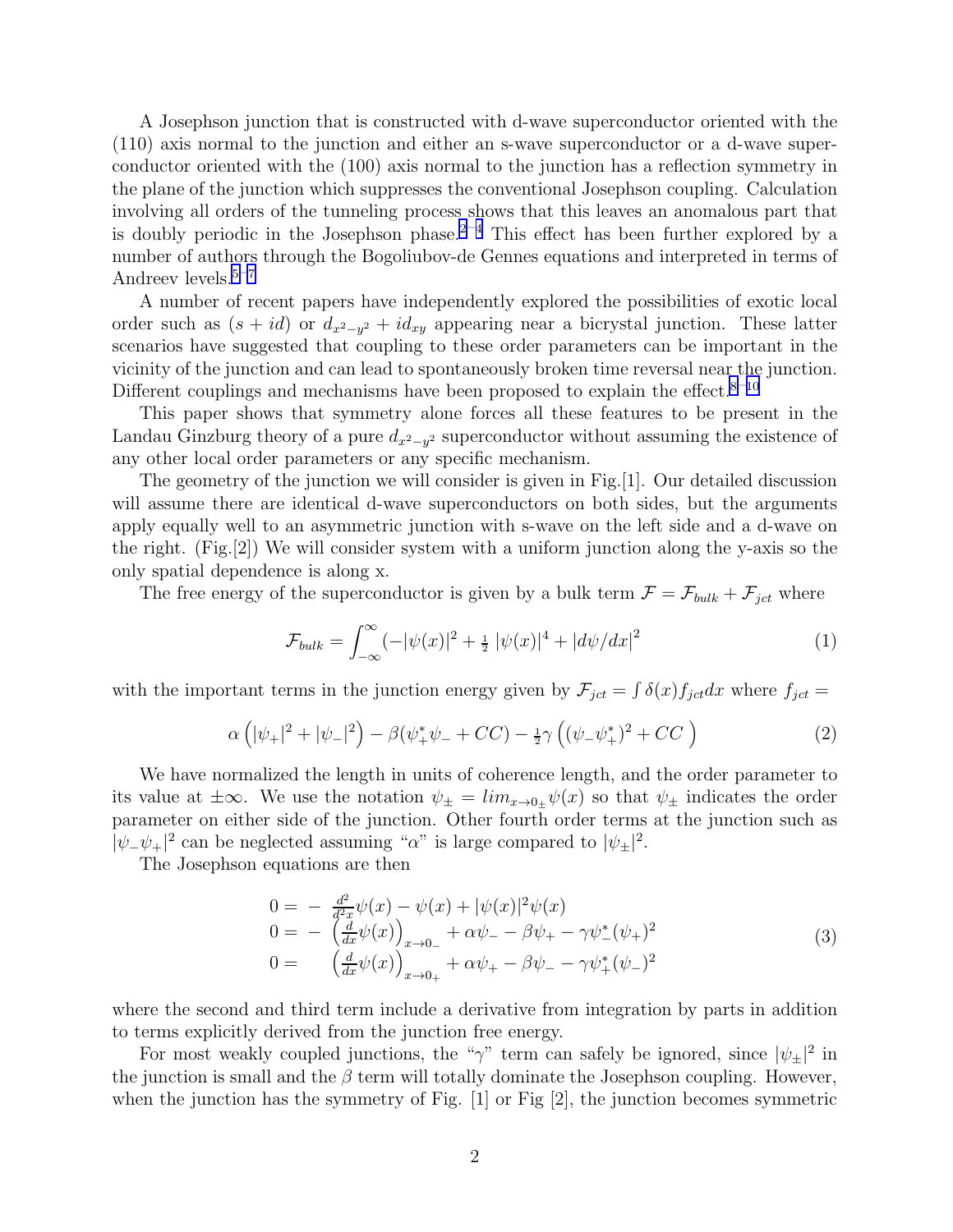A Josephson junction that is constructed with d-wave superconductor oriented with the (110) axis normal to the junction and either an s-wave superconductor or a d-wave superconductor oriented with the (100) axis normal to the junction has a reflection symmetry in the plane of the junction which suppresses the conventional Josephson coupling. Calculation involving all orders of the tunneling process shows that this leaves an anomalous part that is doubly periodic in the Josephson phase.[2–4] This effect has been further explored by a number of authors through the Bogoliubov-de Gennes equations and interpreted in terms of Andreev levels.[5–7]

A number of recent papers have independently explored the possibilities of exotic local order such as $(s + id)$ or $d_{x^2-y^2} + id_{xy}$ appearing near a bicrystal junction. These latter scenarios have suggested that coupling to these order parameters can be important in the vicinity of the junction and can lead to spontaneously broken time reversal near the junction. Different couplings and mechanisms have been proposed to explain the effect.[8–10]

This paper shows that symmetry alone forces all these features to be present in the Landau Ginzburg theory of a pure $d_{x^2-y^2}$ superconductor without assuming the existence of any other local order parameters or any specific mechanism.

The geometry of the junction we will consider is given in Fig.[1]. Our detailed discussion will assume there are identical d-wave superconductors on both sides, but the arguments apply equally well to an asymmetric junction with s-wave on the left side and a d-wave on the right. (Fig.[2]) We will consider system with a uniform junction along the y-axis so the only spatial dependence is along x.

The free energy of the superconductor is given by a bulk term $\mathcal{F} = \mathcal{F}_{bulk} + \mathcal{F}_{jct}$ where

$$\mathcal{F}_{bulk} = \int_{-\infty}^{\infty} (-|\psi(x)|^2 + \tfrac{1}{2}\,|\psi(x)|^4 + |d\psi/dx|^2 \tag{1}$$

with the important terms in the junction energy given by $\mathcal{F}_{jct} = \int \delta(x) f_{jct} dx$ where $f_{jct} =$

$$\alpha\left(|\psi_+|^2 + |\psi_-|^2\right) - \beta(\psi_+^*\psi_- + CC) - \tfrac{1}{2}\gamma\left((\psi_-\psi_+^*)^2 + CC\right) \tag{2}$$

We have normalized the length in units of coherence length, and the order parameter to its value at $\pm\infty$. We use the notation $\psi_\pm = lim_{x\to 0_\pm}\psi(x)$ so that $\psi_\pm$ indicates the order parameter on either side of the junction. Other fourth order terms at the junction such as $|\psi_-\psi_+|^2$ can be neglected assuming "$\alpha$" is large compared to $|\psi_\pm|^2$.

The Josephson equations are then

$$\begin{aligned}
0 &= -\ \tfrac{d^2}{d^2x}\psi(x) - \psi(x) + |\psi(x)|^2\psi(x) \\
0 &= -\ \left(\tfrac{d}{dx}\psi(x)\right)_{x\to 0_-} + \alpha\psi_- - \beta\psi_+ - \gamma\psi_-^*(\psi_+)^2 \\
0 &= \quad\ \left(\tfrac{d}{dx}\psi(x)\right)_{x\to 0_+} + \alpha\psi_+ - \beta\psi_- - \gamma\psi_+^*(\psi_-)^2
\end{aligned} \tag{3}$$

where the second and third term include a derivative from integration by parts in addition to terms explicitly derived from the junction free energy.

For most weakly coupled junctions, the "$\gamma$" term can safely be ignored, since $|\psi_\pm|^2$ in the junction is small and the $\beta$ term will totally dominate the Josephson coupling. However, when the junction has the symmetry of Fig. [1] or Fig [2], the junction becomes symmetric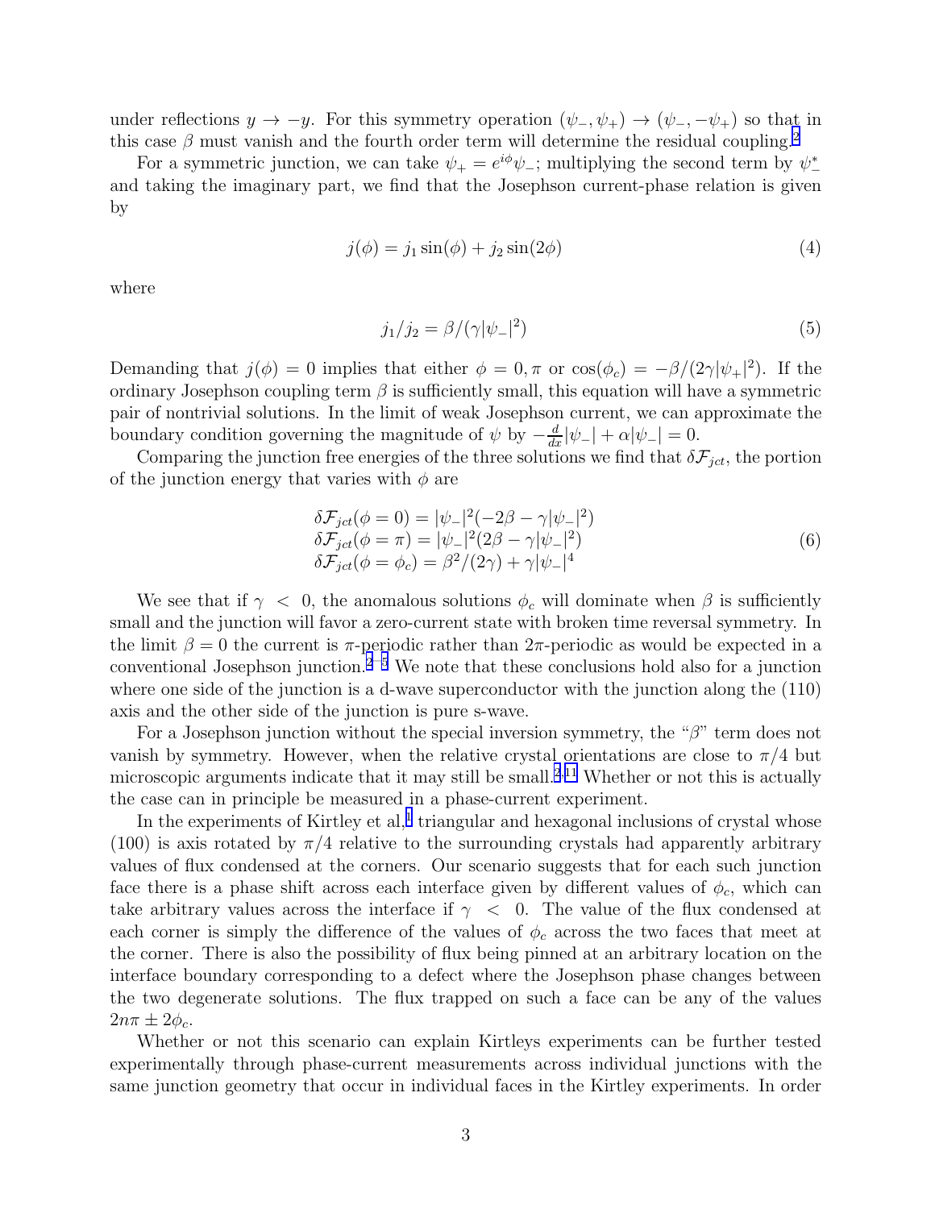under reflections $y \to -y$. For this symmetry operation $(\psi_-, \psi_+) \to (\psi_-, -\psi_+)$ so that in this case $\beta$ must vanish and the fourth order term will determine the residual coupling.[2]

For a symmetric junction, we can take $\psi_+ = e^{i\phi}\psi_-$; multiplying the second term by $\psi_-^*$ and taking the imaginary part, we find that the Josephson current-phase relation is given by

$$j(\phi) = j_1 \sin(\phi) + j_2 \sin(2\phi) \tag{4}$$

where

$$j_1/j_2 = \beta/(\gamma|\psi_-|^2) \tag{5}$$

Demanding that $j(\phi) = 0$ implies that either $\phi = 0, \pi$ or $\cos(\phi_c) = -\beta/(2\gamma|\psi_+|^2)$. If the ordinary Josephson coupling term $\beta$ is sufficiently small, this equation will have a symmetric pair of nontrivial solutions. In the limit of weak Josephson current, we can approximate the boundary condition governing the magnitude of $\psi$ by $-\frac{d}{dx}|\psi_-| + \alpha|\psi_-| = 0$.

Comparing the junction free energies of the three solutions we find that $\delta\mathcal{F}_{jct}$, the portion of the junction energy that varies with $\phi$ are

$$\begin{array}{l} \delta\mathcal{F}_{jct}(\phi = 0) = |\psi_-|^2(-2\beta - \gamma|\psi_-|^2) \\ \delta\mathcal{F}_{jct}(\phi = \pi) = |\psi_-|^2(2\beta - \gamma|\psi_-|^2) \\ \delta\mathcal{F}_{jct}(\phi = \phi_c) = \beta^2/(2\gamma) + \gamma|\psi_-|^4 \end{array} \tag{6}$$

We see that if $\gamma < 0$, the anomalous solutions $\phi_c$ will dominate when $\beta$ is sufficiently small and the junction will favor a zero-current state with broken time reversal symmetry. In the limit $\beta = 0$ the current is $\pi$-periodic rather than $2\pi$-periodic as would be expected in a conventional Josephson junction.[2–5] We note that these conclusions hold also for a junction where one side of the junction is a d-wave superconductor with the junction along the (110) axis and the other side of the junction is pure s-wave.

For a Josephson junction without the special inversion symmetry, the "$\beta$" term does not vanish by symmetry. However, when the relative crystal orientations are close to $\pi/4$ but microscopic arguments indicate that it may still be small.[2,11] Whether or not this is actually the case can in principle be measured in a phase-current experiment.

In the experiments of Kirtley et al,[1] triangular and hexagonal inclusions of crystal whose (100) is axis rotated by $\pi/4$ relative to the surrounding crystals had apparently arbitrary values of flux condensed at the corners. Our scenario suggests that for each such junction face there is a phase shift across each interface given by different values of $\phi_c$, which can take arbitrary values across the interface if $\gamma < 0$. The value of the flux condensed at each corner is simply the difference of the values of $\phi_c$ across the two faces that meet at the corner. There is also the possibility of flux being pinned at an arbitrary location on the interface boundary corresponding to a defect where the Josephson phase changes between the two degenerate solutions. The flux trapped on such a face can be any of the values $2n\pi \pm 2\phi_c$.

Whether or not this scenario can explain Kirtleys experiments can be further tested experimentally through phase-current measurements across individual junctions with the same junction geometry that occur in individual faces in the Kirtley experiments. In order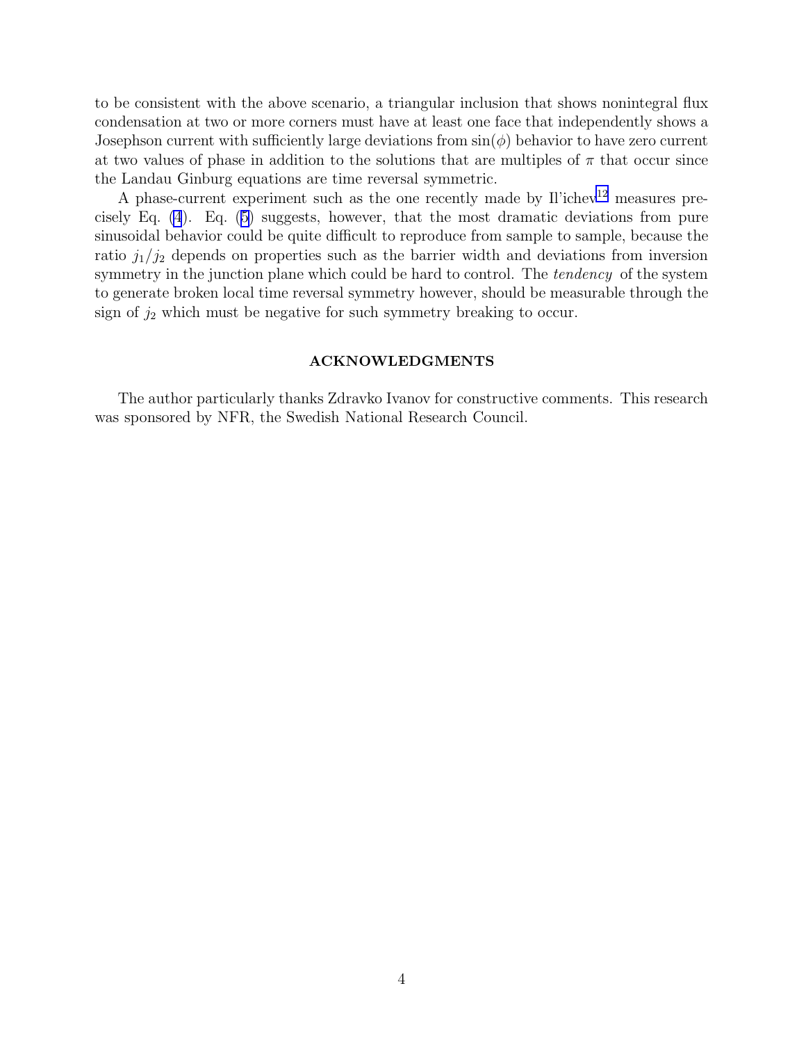to be consistent with the above scenario, a triangular inclusion that shows nonintegral flux condensation at two or more corners must have at least one face that independently shows a Josephson current with sufficiently large deviations from $\sin(\phi)$ behavior to have zero current at two values of phase in addition to the solutions that are multiples of $\pi$ that occur since the Landau Ginburg equations are time reversal symmetric.

A phase-current experiment such as the one recently made by Il'ichev[12] measures precisely Eq. (4). Eq. (5) suggests, however, that the most dramatic deviations from pure sinusoidal behavior could be quite difficult to reproduce from sample to sample, because the ratio $j_1/j_2$ depends on properties such as the barrier width and deviations from inversion symmetry in the junction plane which could be hard to control. The *tendency* of the system to generate broken local time reversal symmetry however, should be measurable through the sign of $j_2$ which must be negative for such symmetry breaking to occur.

## ACKNOWLEDGMENTS

The author particularly thanks Zdravko Ivanov for constructive comments. This research was sponsored by NFR, the Swedish National Research Council.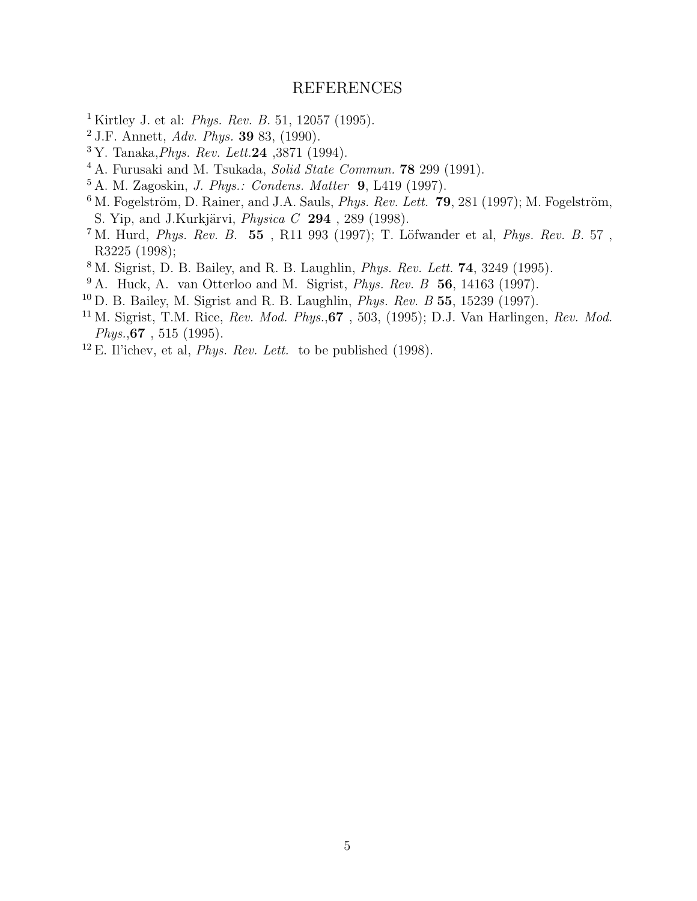# REFERENCES

[1] Kirtley J. et al: *Phys. Rev. B.* 51, 12057 (1995).

[2] J.F. Annett, *Adv. Phys.* **39** 83, (1990).

[3] Y. Tanaka,*Phys. Rev. Lett.***24** ,3871 (1994).

[4] A. Furusaki and M. Tsukada, *Solid State Commun.* **78** 299 (1991).

[5] A. M. Zagoskin, *J. Phys.: Condens. Matter* **9**, L419 (1997).

[6] M. Fogelström, D. Rainer, and J.A. Sauls, *Phys. Rev. Lett.* **79**, 281 (1997); M. Fogelström, S. Yip, and J.Kurkjärvi, *Physica C* **294** , 289 (1998).

[7] M. Hurd, *Phys. Rev. B.* **55** , R11 993 (1997); T. Löfwander et al, *Phys. Rev. B.* 57 , R3225 (1998);

[8] M. Sigrist, D. B. Bailey, and R. B. Laughlin, *Phys. Rev. Lett.* **74**, 3249 (1995).

[9] A. Huck, A. van Otterloo and M. Sigrist, *Phys. Rev. B* **56**, 14163 (1997).

[10] D. B. Bailey, M. Sigrist and R. B. Laughlin, *Phys. Rev. B* **55**, 15239 (1997).

[11] M. Sigrist, T.M. Rice, *Rev. Mod. Phys.*,**67** , 503, (1995); D.J. Van Harlingen, *Rev. Mod. Phys.*,**67** , 515 (1995).

[12] E. Il'ichev, et al, *Phys. Rev. Lett.* to be published (1998).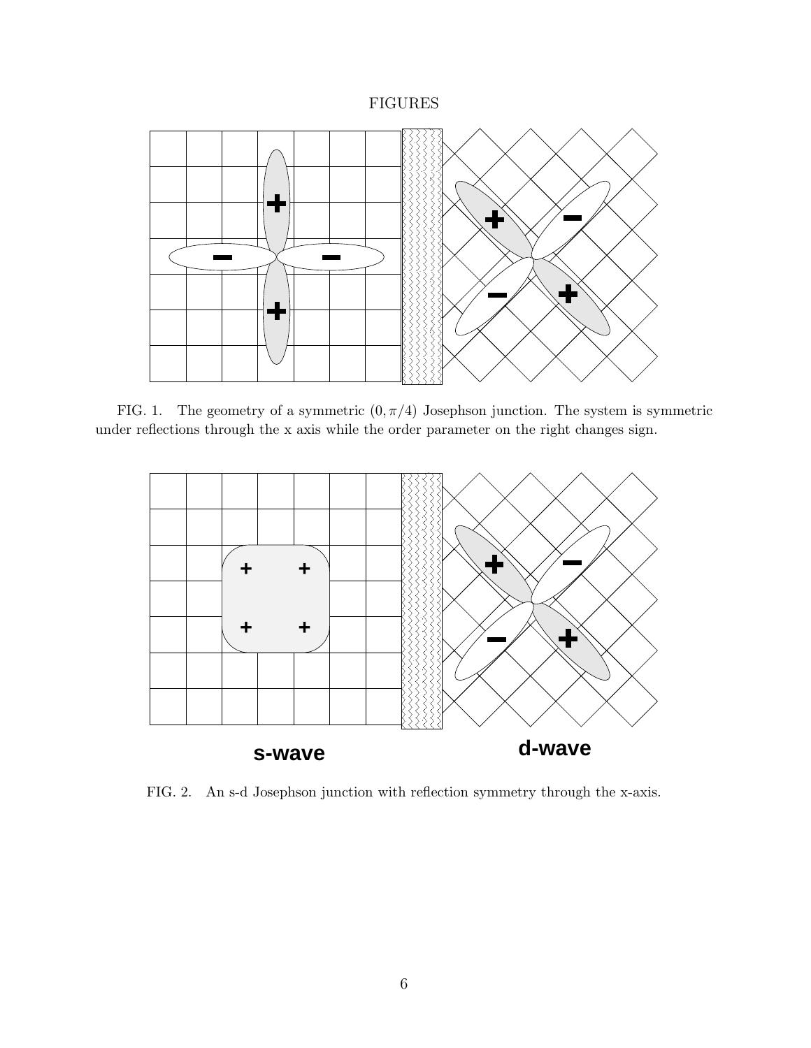FIGURES

FIG. 1. The geometry of a symmetric $(0, \pi/4)$ Josephson junction. The system is symmetric under reflections through the x axis while the order parameter on the right changes sign.

s-wave

d-wave

FIG. 2. An s-d Josephson junction with reflection symmetry through the x-axis.